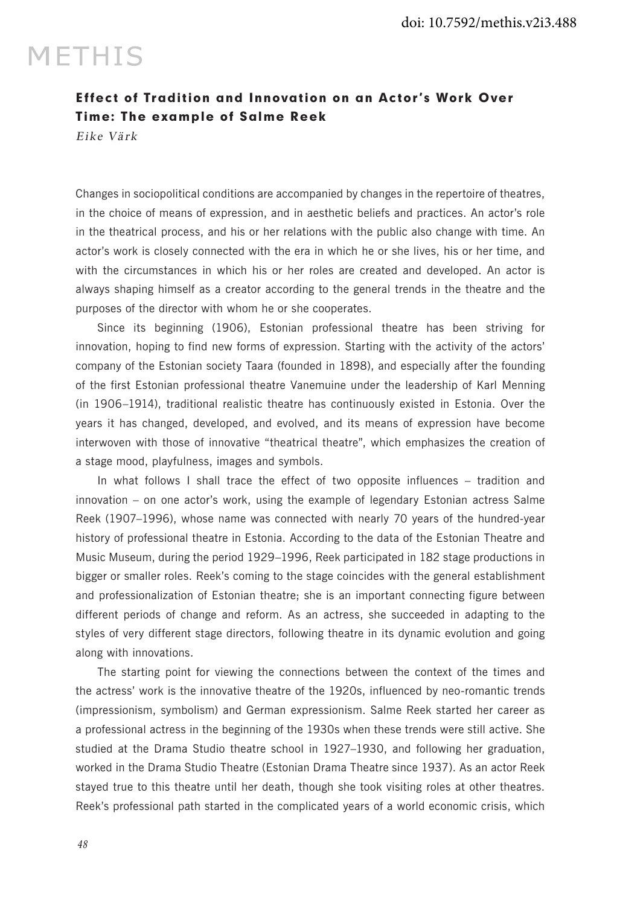# Effect of Tradition and Innovation on an Actor's Work Over Time: The example of Salme Reek

*Eike Värk*

Changes in sociopolitical conditions are accompanied by changes in the repertoire of theatres, in the choice of means of expression, and in aesthetic beliefs and practices. An actor's role in the theatrical process, and his or her relations with the public also change with time. An actor's work is closely connected with the era in which he or she lives, his or her time, and with the circumstances in which his or her roles are created and developed. An actor is always shaping himself as a creator according to the general trends in the theatre and the purposes of the director with whom he or she cooperates.

Since its beginning (1906), Estonian professional theatre has been striving for innovation, hoping to find new forms of expression. Starting with the activity of the actors' company of the Estonian society Taara (founded in 1898), and especially after the founding of the first Estonian professional theatre Vanemuine under the leadership of Karl Menning (in 1906–1914), traditional realistic theatre has continuously existed in Estonia. Over the years it has changed, developed, and evolved, and its means of expression have become interwoven with those of innovative "theatrical theatre", which emphasizes the creation of a stage mood, playfulness, images and symbols.

In what follows I shall trace the effect of two opposite influences – tradition and innovation – on one actor's work, using the example of legendary Estonian actress Salme Reek (1907–1996), whose name was connected with nearly 70 years of the hundred-year history of professional theatre in Estonia. According to the data of the Estonian Theatre and Music Museum, during the period 1929–1996, Reek participated in 182 stage productions in bigger or smaller roles. Reek's coming to the stage coincides with the general establishment and professionalization of Estonian theatre; she is an important connecting figure between different periods of change and reform. As an actress, she succeeded in adapting to the styles of very different stage directors, following theatre in its dynamic evolution and going along with innovations.

The starting point for viewing the connections between the context of the times and the actress' work is the innovative theatre of the 1920s, influenced by neo-romantic trends (impressionism, symbolism) and German expressionism. Salme Reek started her career as a professional actress in the beginning of the 1930s when these trends were still active. She studied at the Drama Studio theatre school in 1927–1930, and following her graduation, worked in the Drama Studio Theatre (Estonian Drama Theatre since 1937). As an actor Reek stayed true to this theatre until her death, though she took visiting roles at other theatres. Reek's professional path started in the complicated years of a world economic crisis, which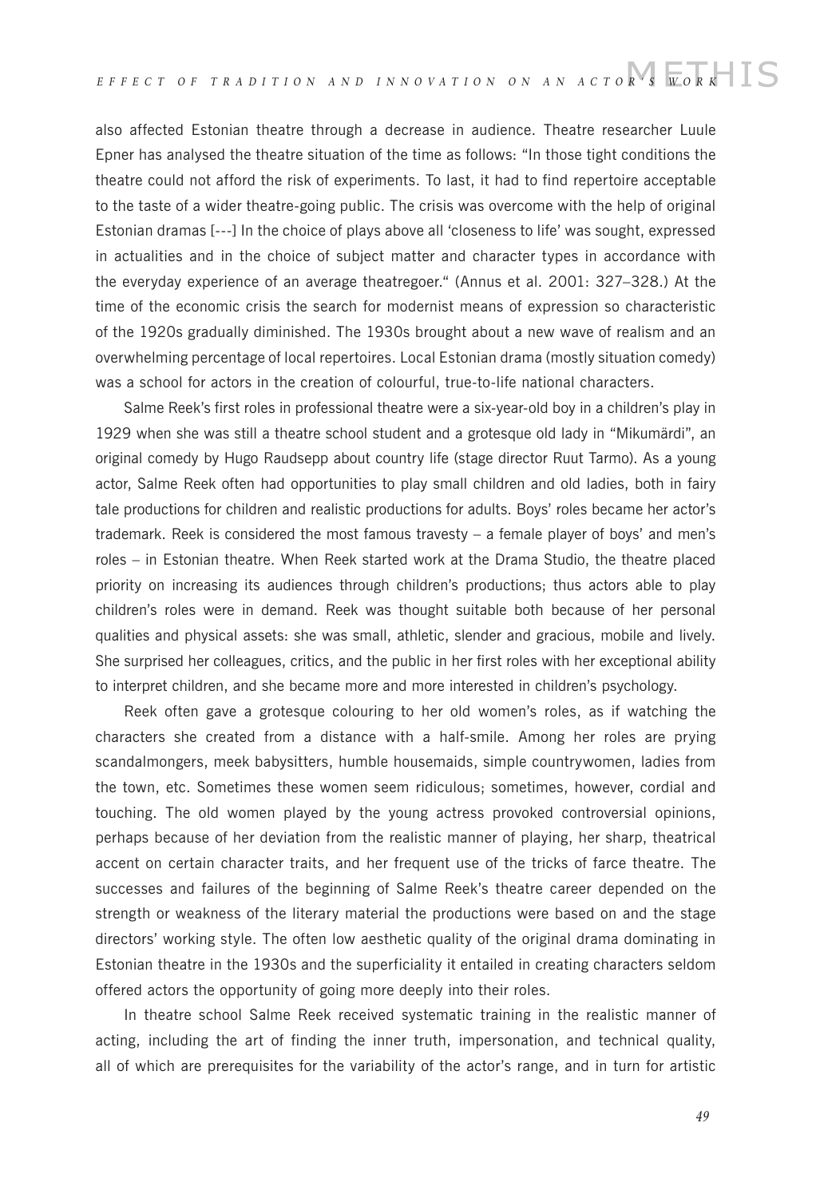also affected Estonian theatre through a decrease in audience. Theatre researcher Luule Epner has analysed the theatre situation of the time as follows: "In those tight conditions the theatre could not afford the risk of experiments. To last, it had to find repertoire acceptable to the taste of a wider theatre-going public. The crisis was overcome with the help of original Estonian dramas [---] In the choice of plays above all 'closeness to life' was sought, expressed in actualities and in the choice of subject matter and character types in accordance with the everyday experience of an average theatregoer." (Annus et al. 2001: 327–328.) At the time of the economic crisis the search for modernist means of expression so characteristic of the 1920s gradually diminished. The 1930s brought about a new wave of realism and an overwhelming percentage of local repertoires. Local Estonian drama (mostly situation comedy) was a school for actors in the creation of colourful, true-to-life national characters.

Salme Reek's first roles in professional theatre were a six-year-old boy in a children's play in 1929 when she was still a theatre school student and a grotesque old lady in "Mikumärdi", an original comedy by Hugo Raudsepp about country life (stage director Ruut Tarmo). As a young actor, Salme Reek often had opportunities to play small children and old ladies, both in fairy tale productions for children and realistic productions for adults. Boys' roles became her actor's trademark. Reek is considered the most famous travesty – a female player of boys' and men's roles – in Estonian theatre. When Reek started work at the Drama Studio, the theatre placed priority on increasing its audiences through children's productions; thus actors able to play children's roles were in demand. Reek was thought suitable both because of her personal qualities and physical assets: she was small, athletic, slender and gracious, mobile and lively. She surprised her colleagues, critics, and the public in her first roles with her exceptional ability to interpret children, and she became more and more interested in children's psychology.

Reek often gave a grotesque colouring to her old women's roles, as if watching the characters she created from a distance with a half-smile. Among her roles are prying scandalmongers, meek babysitters, humble housemaids, simple countrywomen, ladies from the town, etc. Sometimes these women seem ridiculous; sometimes, however, cordial and touching. The old women played by the young actress provoked controversial opinions, perhaps because of her deviation from the realistic manner of playing, her sharp, theatrical accent on certain character traits, and her frequent use of the tricks of farce theatre. The successes and failures of the beginning of Salme Reek's theatre career depended on the strength or weakness of the literary material the productions were based on and the stage directors' working style. The often low aesthetic quality of the original drama dominating in Estonian theatre in the 1930s and the superficiality it entailed in creating characters seldom offered actors the opportunity of going more deeply into their roles.

In theatre school Salme Reek received systematic training in the realistic manner of acting, including the art of finding the inner truth, impersonation, and technical quality, all of which are prerequisites for the variability of the actor's range, and in turn for artistic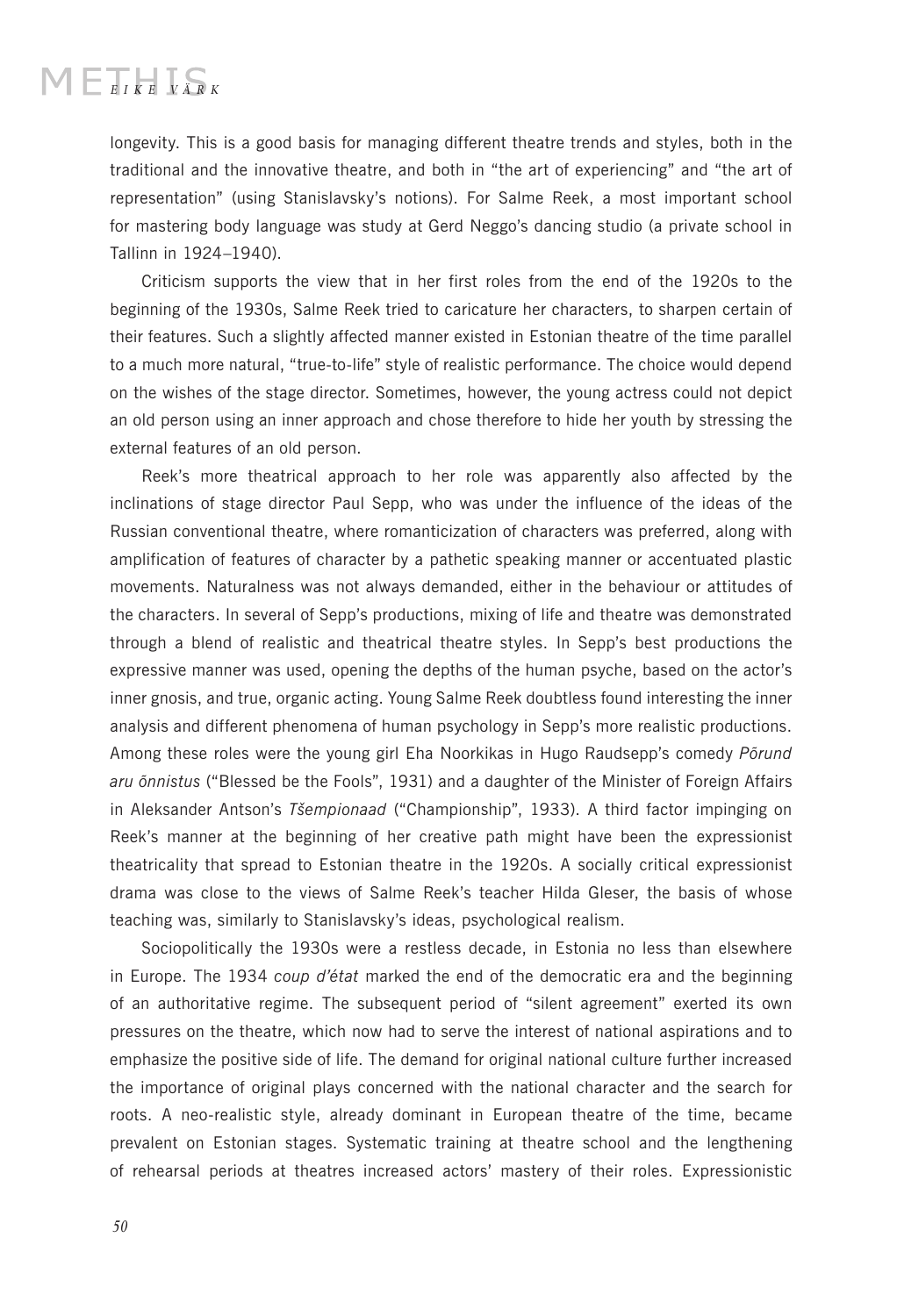longevity. This is a good basis for managing different theatre trends and styles, both in the traditional and the innovative theatre, and both in "the art of experiencing" and "the art of representation" (using Stanislavsky's notions). For Salme Reek, a most important school for mastering body language was study at Gerd Neggo's dancing studio (a private school in Tallinn in 1924–1940).

Criticism supports the view that in her first roles from the end of the 1920s to the beginning of the 1930s, Salme Reek tried to caricature her characters, to sharpen certain of their features. Such a slightly affected manner existed in Estonian theatre of the time parallel to a much more natural, "true-to-life" style of realistic performance. The choice would depend on the wishes of the stage director. Sometimes, however, the young actress could not depict an old person using an inner approach and chose therefore to hide her youth by stressing the external features of an old person.

Reek's more theatrical approach to her role was apparently also affected by the inclinations of stage director Paul Sepp, who was under the influence of the ideas of the Russian conventional theatre, where romanticization of characters was preferred, along with amplification of features of character by a pathetic speaking manner or accentuated plastic movements. Naturalness was not always demanded, either in the behaviour or attitudes of the characters. In several of Sepp's productions, mixing of life and theatre was demonstrated through a blend of realistic and theatrical theatre styles. In Sepp's best productions the expressive manner was used, opening the depths of the human psyche, based on the actor's inner gnosis, and true, organic acting. Young Salme Reek doubtless found interesting the inner analysis and different phenomena of human psychology in Sepp's more realistic productions. Among these roles were the young girl Eha Noorkikas in Hugo Raudsepp's comedy *Põrund aru õnnistus* ("Blessed be the Fools", 1931) and a daughter of the Minister of Foreign Affairs in Aleksander Antson's *Tšempionaad* ("Championship", 1933). A third factor impinging on Reek's manner at the beginning of her creative path might have been the expressionist theatricality that spread to Estonian theatre in the 1920s. A socially critical expressionist drama was close to the views of Salme Reek's teacher Hilda Gleser, the basis of whose teaching was, similarly to Stanislavsky's ideas, psychological realism.

Sociopolitically the 1930s were a restless decade, in Estonia no less than elsewhere in Europe. The 1934 *coup d'état* marked the end of the democratic era and the beginning of an authoritative regime. The subsequent period of "silent agreement" exerted its own pressures on the theatre, which now had to serve the interest of national aspirations and to emphasize the positive side of life. The demand for original national culture further increased the importance of original plays concerned with the national character and the search for roots. A neo-realistic style, already dominant in European theatre of the time, became prevalent on Estonian stages. Systematic training at theatre school and the lengthening of rehearsal periods at theatres increased actors' mastery of their roles. Expressionistic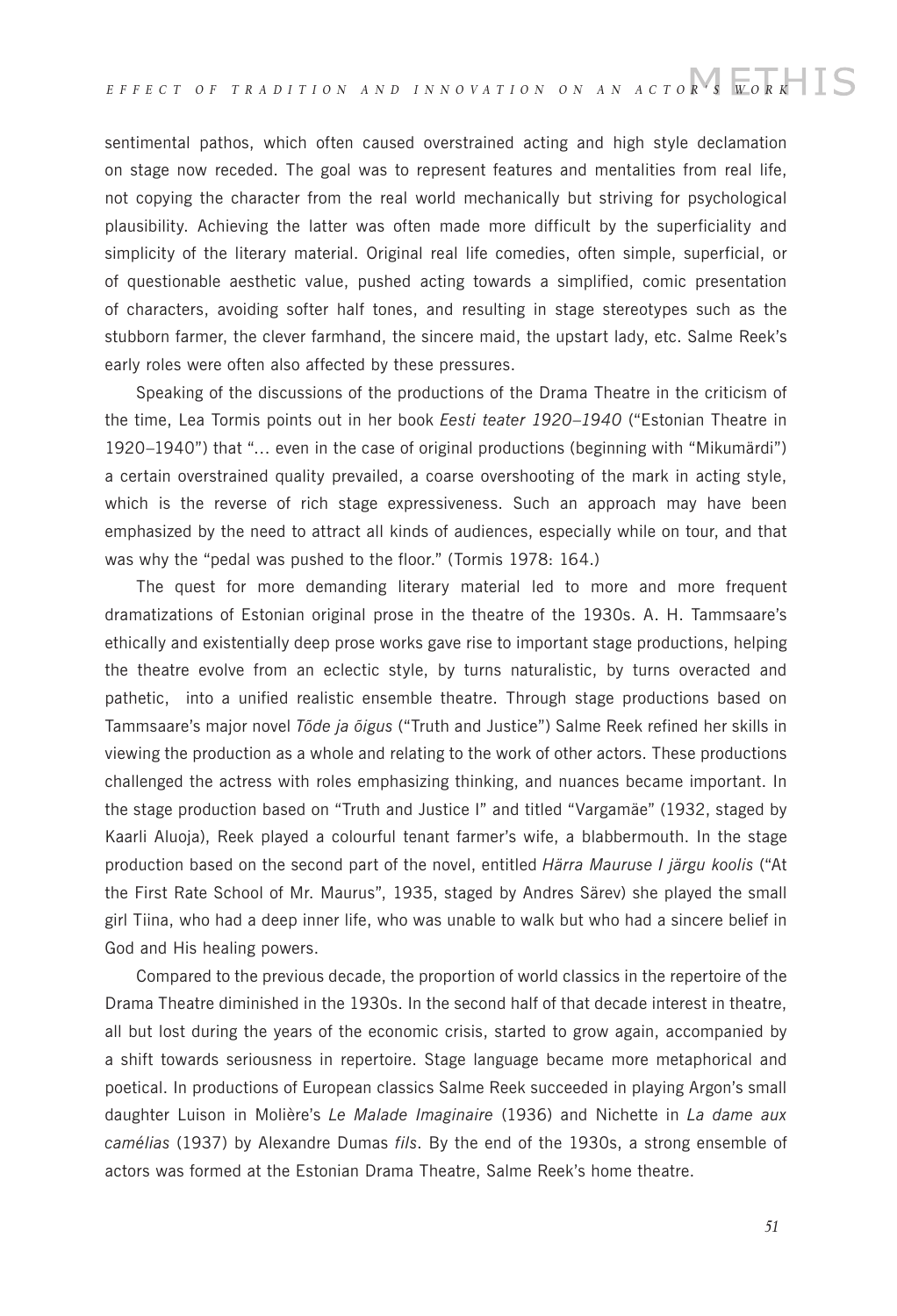sentimental pathos, which often caused overstrained acting and high style declamation on stage now receded. The goal was to represent features and mentalities from real life, not copying the character from the real world mechanically but striving for psychological plausibility. Achieving the latter was often made more difficult by the superficiality and simplicity of the literary material. Original real life comedies, often simple, superficial, or of questionable aesthetic value, pushed acting towards a simplified, comic presentation of characters, avoiding softer half tones, and resulting in stage stereotypes such as the stubborn farmer, the clever farmhand, the sincere maid, the upstart lady, etc. Salme Reek's early roles were often also affected by these pressures.

Speaking of the discussions of the productions of the Drama Theatre in the criticism of the time, Lea Tormis points out in her book *Eesti teater 1920–1940* ("Estonian Theatre in 1920–1940") that "… even in the case of original productions (beginning with "Mikumärdi") a certain overstrained quality prevailed, a coarse overshooting of the mark in acting style, which is the reverse of rich stage expressiveness. Such an approach may have been emphasized by the need to attract all kinds of audiences, especially while on tour, and that was why the "pedal was pushed to the floor." (Tormis 1978: 164.)

The quest for more demanding literary material led to more and more frequent dramatizations of Estonian original prose in the theatre of the 1930s. A. H. Tammsaare's ethically and existentially deep prose works gave rise to important stage productions, helping the theatre evolve from an eclectic style, by turns naturalistic, by turns overacted and pathetic, into a unified realistic ensemble theatre. Through stage productions based on Tammsaare's major novel *Tõde ja õigus* ("Truth and Justice") Salme Reek refined her skills in viewing the production as a whole and relating to the work of other actors. These productions challenged the actress with roles emphasizing thinking, and nuances became important. In the stage production based on "Truth and Justice I" and titled "Vargamäe" (1932, staged by Kaarli Aluoja), Reek played a colourful tenant farmer's wife, a blabbermouth. In the stage production based on the second part of the novel, entitled *Härra Mauruse I järgu koolis* ("At the First Rate School of Mr. Maurus", 1935, staged by Andres Särev) she played the small girl Tiina, who had a deep inner life, who was unable to walk but who had a sincere belief in God and His healing powers.

Compared to the previous decade, the proportion of world classics in the repertoire of the Drama Theatre diminished in the 1930s. In the second half of that decade interest in theatre, all but lost during the years of the economic crisis, started to grow again, accompanied by a shift towards seriousness in repertoire. Stage language became more metaphorical and poetical. In productions of European classics Salme Reek succeeded in playing Argon's small daughter Luison in Molière's *Le Malade Imaginaire* (1936) and Nichette in *La dame aux camélias* (1937) by Alexandre Dumas *fils*. By the end of the 1930s, a strong ensemble of actors was formed at the Estonian Drama Theatre, Salme Reek's home theatre.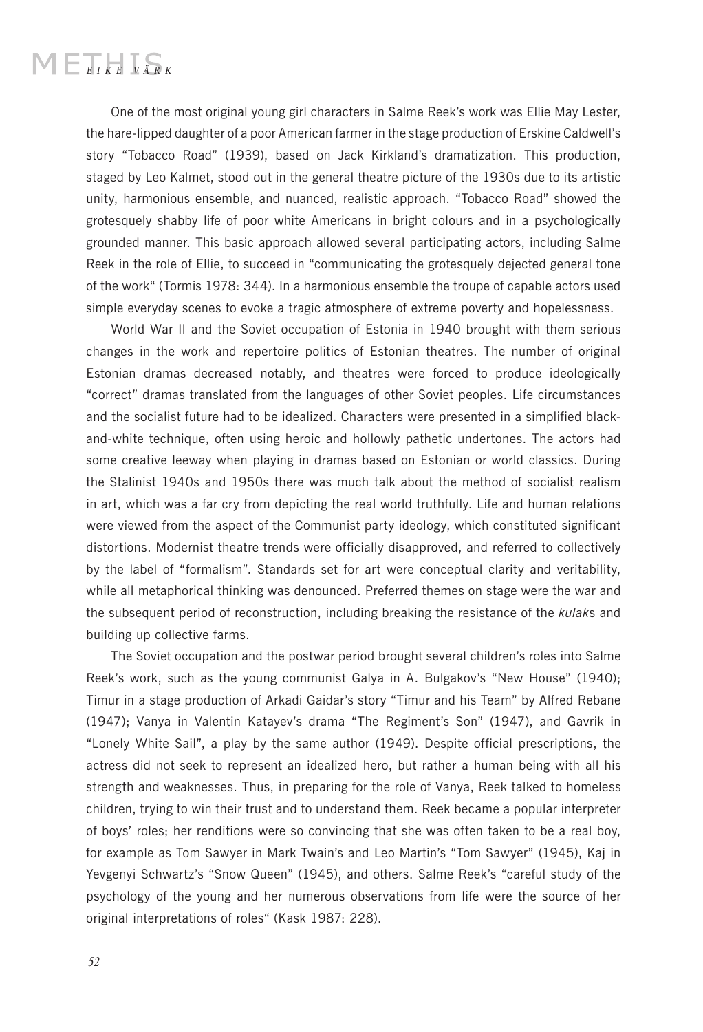One of the most original young girl characters in Salme Reek's work was Ellie May Lester, the hare-lipped daughter of a poor American farmer in the stage production of Erskine Caldwell's story "Tobacco Road" (1939), based on Jack Kirkland's dramatization. This production, staged by Leo Kalmet, stood out in the general theatre picture of the 1930s due to its artistic unity, harmonious ensemble, and nuanced, realistic approach. "Tobacco Road" showed the grotesquely shabby life of poor white Americans in bright colours and in a psychologically grounded manner. This basic approach allowed several participating actors, including Salme Reek in the role of Ellie, to succeed in "communicating the grotesquely dejected general tone of the work" (Tormis 1978: 344). In a harmonious ensemble the troupe of capable actors used simple everyday scenes to evoke a tragic atmosphere of extreme poverty and hopelessness.

World War II and the Soviet occupation of Estonia in 1940 brought with them serious changes in the work and repertoire politics of Estonian theatres. The number of original Estonian dramas decreased notably, and theatres were forced to produce ideologically "correct" dramas translated from the languages of other Soviet peoples. Life circumstances and the socialist future had to be idealized. Characters were presented in a simplified black-and-white technique, often using heroic and hollowly pathetic undertones. The actors had some creative leeway when playing in dramas based on Estonian or world classics. During the Stalinist 1940s and 1950s there was much talk about the method of socialist realism in art, which was a far cry from depicting the real world truthfully. Life and human relations were viewed from the aspect of the Communist party ideology, which constituted significant distortions. Modernist theatre trends were officially disapproved, and referred to collectively by the label of "formalism". Standards set for art were conceptual clarity and veritability, while all metaphorical thinking was denounced. Preferred themes on stage were the war and the subsequent period of reconstruction, including breaking the resistance of the *kulak*s and building up collective farms.

The Soviet occupation and the postwar period brought several children's roles into Salme Reek's work, such as the young communist Galya in A. Bulgakov's "New House" (1940); Timur in a stage production of Arkadi Gaidar's story "Timur and his Team" by Alfred Rebane (1947); Vanya in Valentin Katayev's drama "The Regiment's Son" (1947), and Gavrik in "Lonely White Sail", a play by the same author (1949). Despite official prescriptions, the actress did not seek to represent an idealized hero, but rather a human being with all his strength and weaknesses. Thus, in preparing for the role of Vanya, Reek talked to homeless children, trying to win their trust and to understand them. Reek became a popular interpreter of boys' roles; her renditions were so convincing that she was often taken to be a real boy, for example as Tom Sawyer in Mark Twain's and Leo Martin's "Tom Sawyer" (1945), Kaj in Yevgenyi Schwartz's "Snow Queen" (1945), and others. Salme Reek's "careful study of the psychology of the young and her numerous observations from life were the source of her original interpretations of roles" (Kask 1987: 228).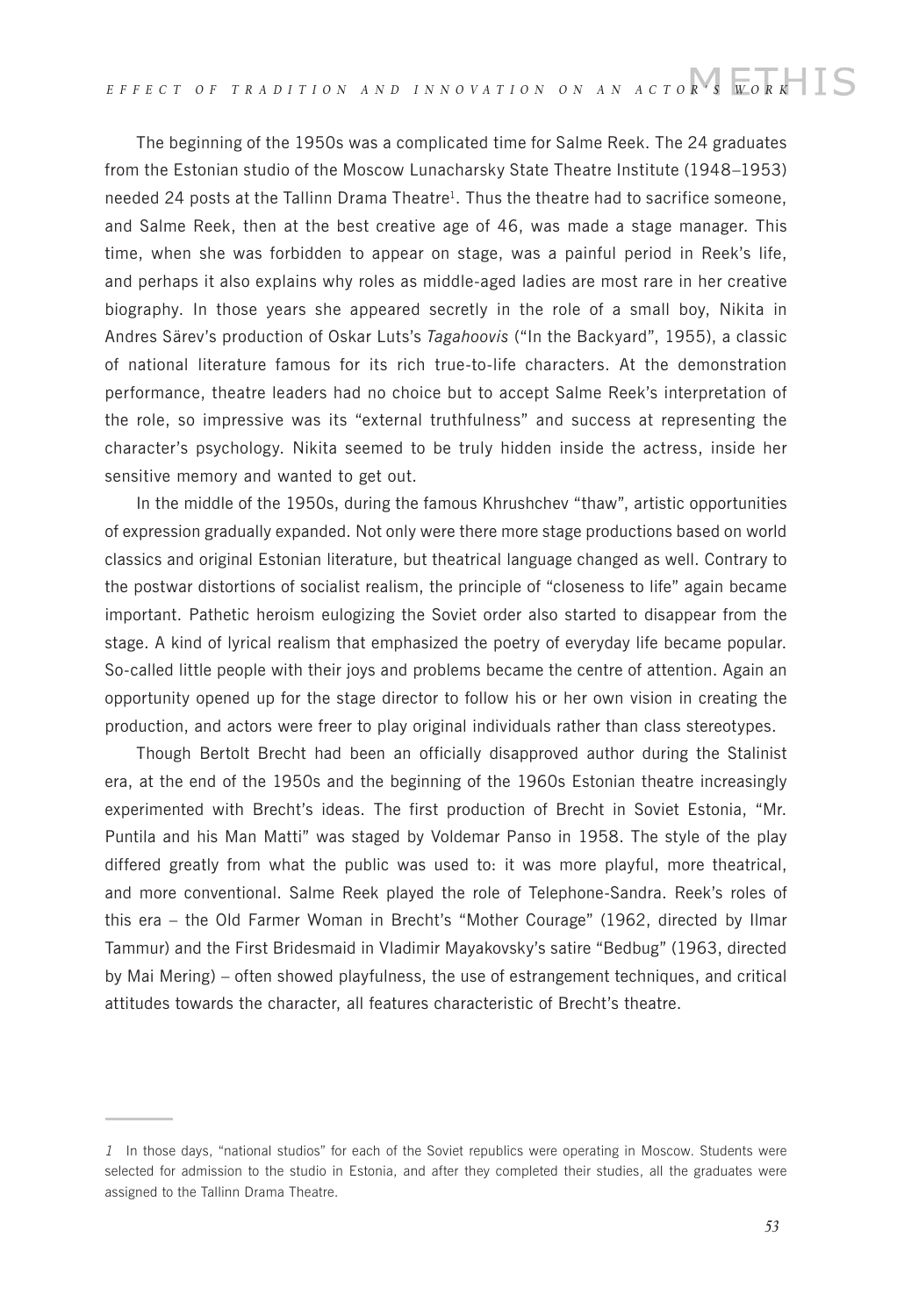The beginning of the 1950s was a complicated time for Salme Reek. The 24 graduates from the Estonian studio of the Moscow Lunacharsky State Theatre Institute (1948–1953) needed 24 posts at the Tallinn Drama Theatre[1]. Thus the theatre had to sacrifice someone, and Salme Reek, then at the best creative age of 46, was made a stage manager. This time, when she was forbidden to appear on stage, was a painful period in Reek's life, and perhaps it also explains why roles as middle-aged ladies are most rare in her creative biography. In those years she appeared secretly in the role of a small boy, Nikita in Andres Särev's production of Oskar Luts's *Tagahoovis* ("In the Backyard", 1955), a classic of national literature famous for its rich true-to-life characters. At the demonstration performance, theatre leaders had no choice but to accept Salme Reek's interpretation of the role, so impressive was its "external truthfulness" and success at representing the character's psychology. Nikita seemed to be truly hidden inside the actress, inside her sensitive memory and wanted to get out.

In the middle of the 1950s, during the famous Khrushchev "thaw", artistic opportunities of expression gradually expanded. Not only were there more stage productions based on world classics and original Estonian literature, but theatrical language changed as well. Contrary to the postwar distortions of socialist realism, the principle of "closeness to life" again became important. Pathetic heroism eulogizing the Soviet order also started to disappear from the stage. A kind of lyrical realism that emphasized the poetry of everyday life became popular. So-called little people with their joys and problems became the centre of attention. Again an opportunity opened up for the stage director to follow his or her own vision in creating the production, and actors were freer to play original individuals rather than class stereotypes.

Though Bertolt Brecht had been an officially disapproved author during the Stalinist era, at the end of the 1950s and the beginning of the 1960s Estonian theatre increasingly experimented with Brecht's ideas. The first production of Brecht in Soviet Estonia, "Mr. Puntila and his Man Matti" was staged by Voldemar Panso in 1958. The style of the play differed greatly from what the public was used to: it was more playful, more theatrical, and more conventional. Salme Reek played the role of Telephone-Sandra. Reek's roles of this era – the Old Farmer Woman in Brecht's "Mother Courage" (1962, directed by Ilmar Tammur) and the First Bridesmaid in Vladimir Mayakovsky's satire "Bedbug" (1963, directed by Mai Mering) – often showed playfulness, the use of estrangement techniques, and critical attitudes towards the character, all features characteristic of Brecht's theatre.

---

*1* In those days, "national studios" for each of the Soviet republics were operating in Moscow. Students were selected for admission to the studio in Estonia, and after they completed their studies, all the graduates were assigned to the Tallinn Drama Theatre.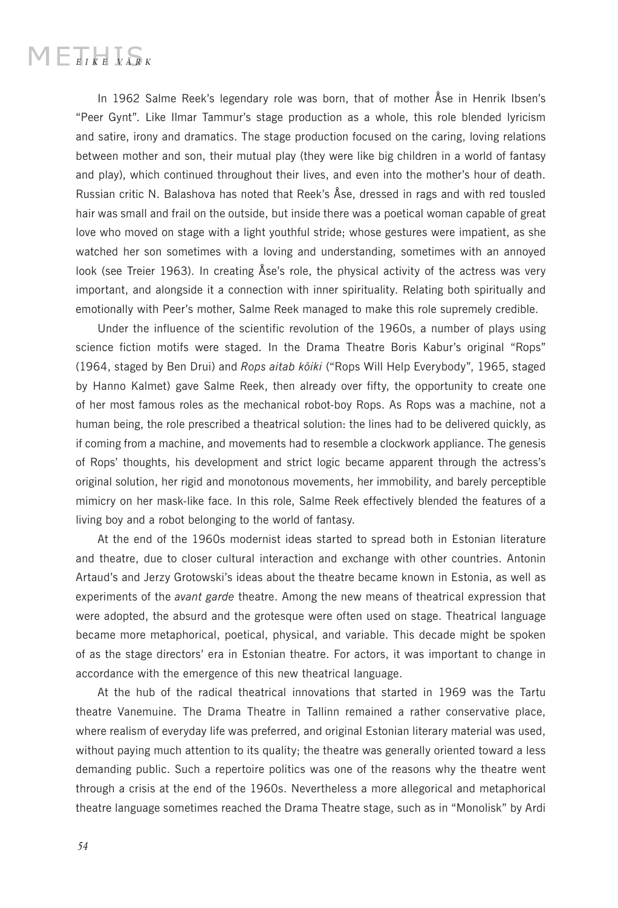In 1962 Salme Reek's legendary role was born, that of mother Åse in Henrik Ibsen's "Peer Gynt". Like Ilmar Tammur's stage production as a whole, this role blended lyricism and satire, irony and dramatics. The stage production focused on the caring, loving relations between mother and son, their mutual play (they were like big children in a world of fantasy and play), which continued throughout their lives, and even into the mother's hour of death. Russian critic N. Balashova has noted that Reek's Åse, dressed in rags and with red tousled hair was small and frail on the outside, but inside there was a poetical woman capable of great love who moved on stage with a light youthful stride; whose gestures were impatient, as she watched her son sometimes with a loving and understanding, sometimes with an annoyed look (see Treier 1963). In creating Åse's role, the physical activity of the actress was very important, and alongside it a connection with inner spirituality. Relating both spiritually and emotionally with Peer's mother, Salme Reek managed to make this role supremely credible.

Under the influence of the scientific revolution of the 1960s, a number of plays using science fiction motifs were staged. In the Drama Theatre Boris Kabur's original "Rops" (1964, staged by Ben Drui) and *Rops aitab kõiki* ("Rops Will Help Everybody", 1965, staged by Hanno Kalmet) gave Salme Reek, then already over fifty, the opportunity to create one of her most famous roles as the mechanical robot-boy Rops. As Rops was a machine, not a human being, the role prescribed a theatrical solution: the lines had to be delivered quickly, as if coming from a machine, and movements had to resemble a clockwork appliance. The genesis of Rops' thoughts, his development and strict logic became apparent through the actress's original solution, her rigid and monotonous movements, her immobility, and barely perceptible mimicry on her mask-like face. In this role, Salme Reek effectively blended the features of a living boy and a robot belonging to the world of fantasy.

At the end of the 1960s modernist ideas started to spread both in Estonian literature and theatre, due to closer cultural interaction and exchange with other countries. Antonin Artaud's and Jerzy Grotowski's ideas about the theatre became known in Estonia, as well as experiments of the *avant garde* theatre. Among the new means of theatrical expression that were adopted, the absurd and the grotesque were often used on stage. Theatrical language became more metaphorical, poetical, physical, and variable. This decade might be spoken of as the stage directors' era in Estonian theatre. For actors, it was important to change in accordance with the emergence of this new theatrical language.

At the hub of the radical theatrical innovations that started in 1969 was the Tartu theatre Vanemuine. The Drama Theatre in Tallinn remained a rather conservative place, where realism of everyday life was preferred, and original Estonian literary material was used, without paying much attention to its quality; the theatre was generally oriented toward a less demanding public. Such a repertoire politics was one of the reasons why the theatre went through a crisis at the end of the 1960s. Nevertheless a more allegorical and metaphorical theatre language sometimes reached the Drama Theatre stage, such as in "Monolisk" by Ardi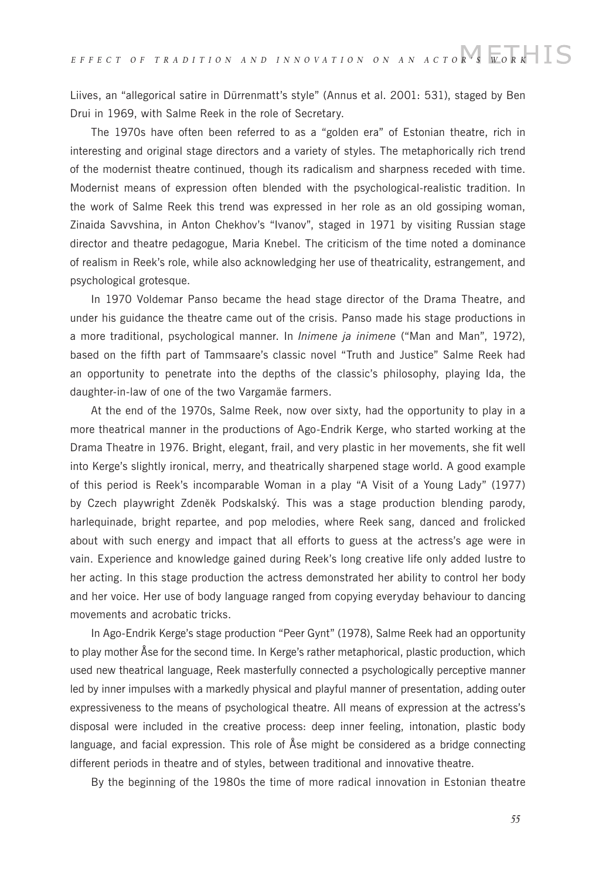Liives, an "allegorical satire in Dürrenmatt's style" (Annus et al. 2001: 531), staged by Ben Drui in 1969, with Salme Reek in the role of Secretary.

The 1970s have often been referred to as a "golden era" of Estonian theatre, rich in interesting and original stage directors and a variety of styles. The metaphorically rich trend of the modernist theatre continued, though its radicalism and sharpness receded with time. Modernist means of expression often blended with the psychological-realistic tradition. In the work of Salme Reek this trend was expressed in her role as an old gossiping woman, Zinaida Savvshina, in Anton Chekhov's "Ivanov", staged in 1971 by visiting Russian stage director and theatre pedagogue, Maria Knebel. The criticism of the time noted a dominance of realism in Reek's role, while also acknowledging her use of theatricality, estrangement, and psychological grotesque.

In 1970 Voldemar Panso became the head stage director of the Drama Theatre, and under his guidance the theatre came out of the crisis. Panso made his stage productions in a more traditional, psychological manner. In *Inimene ja inimene* ("Man and Man", 1972), based on the fifth part of Tammsaare's classic novel "Truth and Justice" Salme Reek had an opportunity to penetrate into the depths of the classic's philosophy, playing Ida, the daughter-in-law of one of the two Vargamäe farmers.

At the end of the 1970s, Salme Reek, now over sixty, had the opportunity to play in a more theatrical manner in the productions of Ago-Endrik Kerge, who started working at the Drama Theatre in 1976. Bright, elegant, frail, and very plastic in her movements, she fit well into Kerge's slightly ironical, merry, and theatrically sharpened stage world. A good example of this period is Reek's incomparable Woman in a play "A Visit of a Young Lady" (1977) by Czech playwright Zdeněk Podskalský. This was a stage production blending parody, harlequinade, bright repartee, and pop melodies, where Reek sang, danced and frolicked about with such energy and impact that all efforts to guess at the actress's age were in vain. Experience and knowledge gained during Reek's long creative life only added lustre to her acting. In this stage production the actress demonstrated her ability to control her body and her voice. Her use of body language ranged from copying everyday behaviour to dancing movements and acrobatic tricks.

In Ago-Endrik Kerge's stage production "Peer Gynt" (1978), Salme Reek had an opportunity to play mother Åse for the second time. In Kerge's rather metaphorical, plastic production, which used new theatrical language, Reek masterfully connected a psychologically perceptive manner led by inner impulses with a markedly physical and playful manner of presentation, adding outer expressiveness to the means of psychological theatre. All means of expression at the actress's disposal were included in the creative process: deep inner feeling, intonation, plastic body language, and facial expression. This role of Åse might be considered as a bridge connecting different periods in theatre and of styles, between traditional and innovative theatre.

By the beginning of the 1980s the time of more radical innovation in Estonian theatre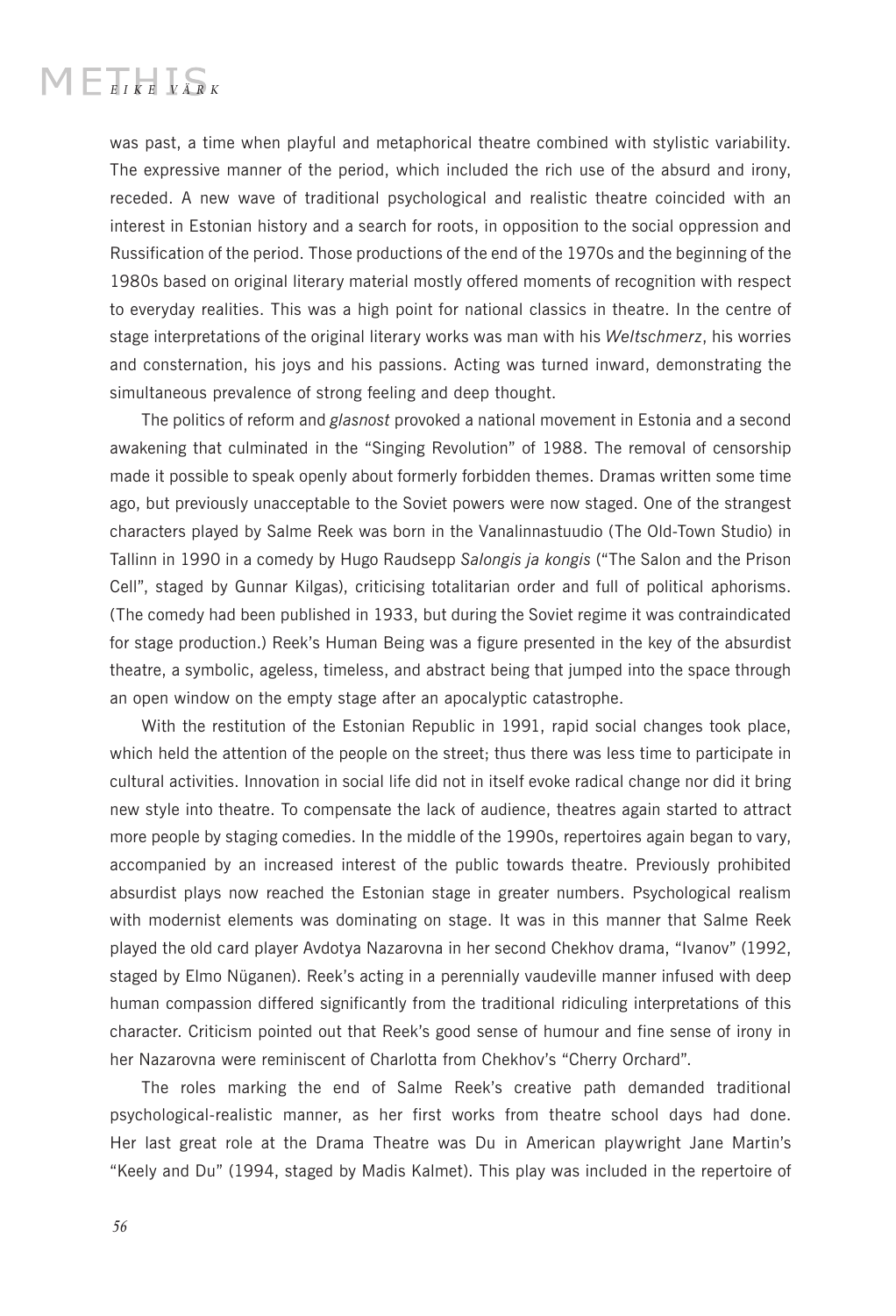was past, a time when playful and metaphorical theatre combined with stylistic variability. The expressive manner of the period, which included the rich use of the absurd and irony, receded. A new wave of traditional psychological and realistic theatre coincided with an interest in Estonian history and a search for roots, in opposition to the social oppression and Russification of the period. Those productions of the end of the 1970s and the beginning of the 1980s based on original literary material mostly offered moments of recognition with respect to everyday realities. This was a high point for national classics in theatre. In the centre of stage interpretations of the original literary works was man with his *Weltschmerz*, his worries and consternation, his joys and his passions. Acting was turned inward, demonstrating the simultaneous prevalence of strong feeling and deep thought.

The politics of reform and *glasnost* provoked a national movement in Estonia and a second awakening that culminated in the "Singing Revolution" of 1988. The removal of censorship made it possible to speak openly about formerly forbidden themes. Dramas written some time ago, but previously unacceptable to the Soviet powers were now staged. One of the strangest characters played by Salme Reek was born in the Vanalinnastuudio (The Old-Town Studio) in Tallinn in 1990 in a comedy by Hugo Raudsepp *Salongis ja kongis* ("The Salon and the Prison Cell", staged by Gunnar Kilgas), criticising totalitarian order and full of political aphorisms. (The comedy had been published in 1933, but during the Soviet regime it was contraindicated for stage production.) Reek's Human Being was a figure presented in the key of the absurdist theatre, a symbolic, ageless, timeless, and abstract being that jumped into the space through an open window on the empty stage after an apocalyptic catastrophe.

With the restitution of the Estonian Republic in 1991, rapid social changes took place, which held the attention of the people on the street; thus there was less time to participate in cultural activities. Innovation in social life did not in itself evoke radical change nor did it bring new style into theatre. To compensate the lack of audience, theatres again started to attract more people by staging comedies. In the middle of the 1990s, repertoires again began to vary, accompanied by an increased interest of the public towards theatre. Previously prohibited absurdist plays now reached the Estonian stage in greater numbers. Psychological realism with modernist elements was dominating on stage. It was in this manner that Salme Reek played the old card player Avdotya Nazarovna in her second Chekhov drama, "Ivanov" (1992, staged by Elmo Nüganen). Reek's acting in a perennially vaudeville manner infused with deep human compassion differed significantly from the traditional ridiculing interpretations of this character. Criticism pointed out that Reek's good sense of humour and fine sense of irony in her Nazarovna were reminiscent of Charlotta from Chekhov's "Cherry Orchard".

The roles marking the end of Salme Reek's creative path demanded traditional psychological-realistic manner, as her first works from theatre school days had done. Her last great role at the Drama Theatre was Du in American playwright Jane Martin's "Keely and Du" (1994, staged by Madis Kalmet). This play was included in the repertoire of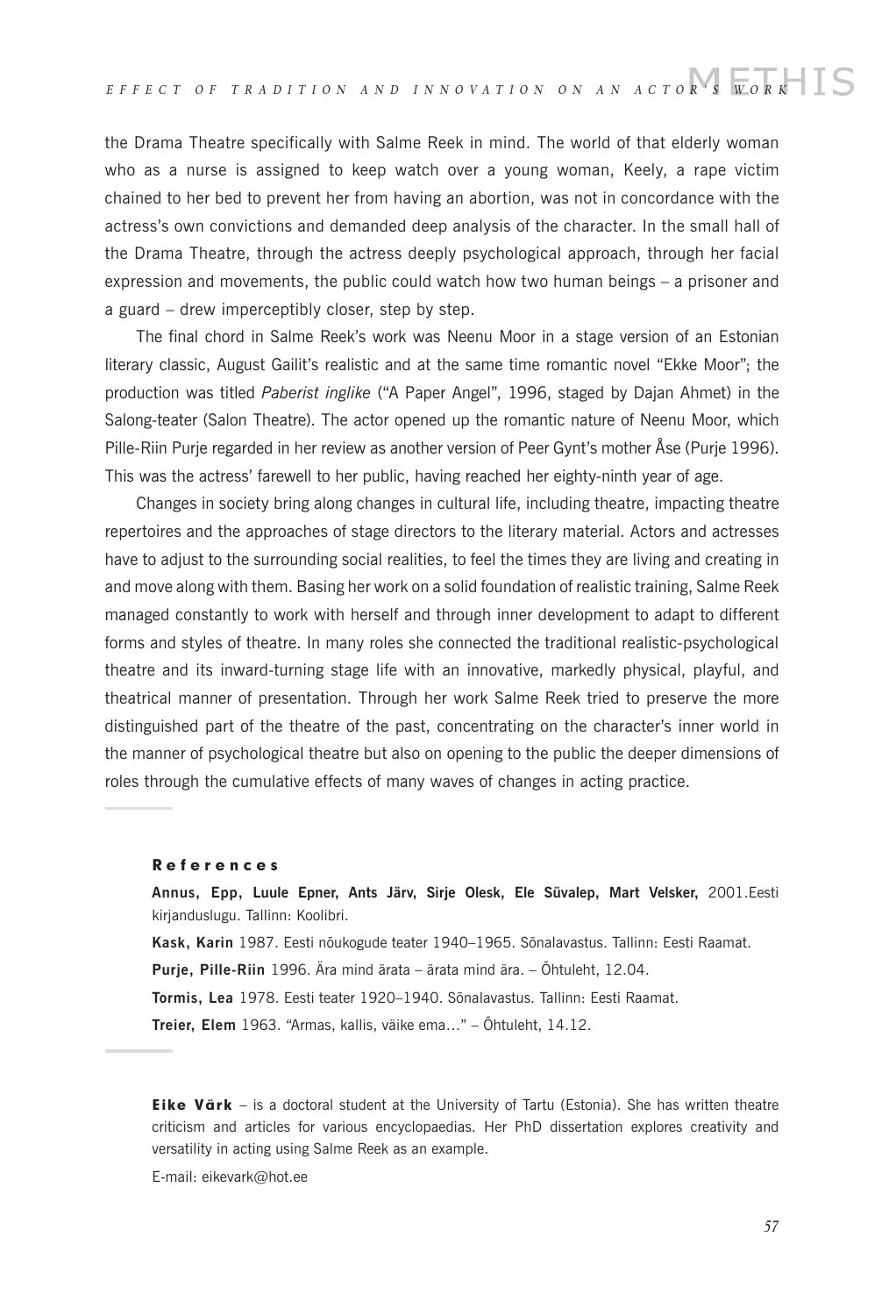the Drama Theatre specifically with Salme Reek in mind. The world of that elderly woman who as a nurse is assigned to keep watch over a young woman, Keely, a rape victim chained to her bed to prevent her from having an abortion, was not in concordance with the actress's own convictions and demanded deep analysis of the character. In the small hall of the Drama Theatre, through the actress deeply psychological approach, through her facial expression and movements, the public could watch how two human beings – a prisoner and a guard – drew imperceptibly closer, step by step.

The final chord in Salme Reek's work was Neenu Moor in a stage version of an Estonian literary classic, August Gailit's realistic and at the same time romantic novel "Ekke Moor"; the production was titled *Paberist inglike* ("A Paper Angel", 1996, staged by Dajan Ahmet) in the Salong-teater (Salon Theatre). The actor opened up the romantic nature of Neenu Moor, which Pille-Riin Purje regarded in her review as another version of Peer Gynt's mother Åse (Purje 1996). This was the actress' farewell to her public, having reached her eighty-ninth year of age.

Changes in society bring along changes in cultural life, including theatre, impacting theatre repertoires and the approaches of stage directors to the literary material. Actors and actresses have to adjust to the surrounding social realities, to feel the times they are living and creating in and move along with them. Basing her work on a solid foundation of realistic training, Salme Reek managed constantly to work with herself and through inner development to adapt to different forms and styles of theatre. In many roles she connected the traditional realistic-psychological theatre and its inward-turning stage life with an innovative, markedly physical, playful, and theatrical manner of presentation. Through her work Salme Reek tried to preserve the more distinguished part of the theatre of the past, concentrating on the character's inner world in the manner of psychological theatre but also on opening to the public the deeper dimensions of roles through the cumulative effects of many waves of changes in acting practice.

## References

**Annus, Epp, Luule Epner, Ants Järv, Sirje Olesk, Ele Süvalep, Mart Velsker,** 2001.Eesti kirjanduslugu. Tallinn: Koolibri.

**Kask, Karin** 1987. Eesti nõukogude teater 1940–1965. Sõnalavastus. Tallinn: Eesti Raamat.

**Purje, Pille-Riin** 1996. Ära mind ärata – ärata mind ära. – Õhtuleht, 12.04.

**Tormis, Lea** 1978. Eesti teater 1920–1940. Sõnalavastus. Tallinn: Eesti Raamat.

**Treier, Elem** 1963. "Armas, kallis, väike ema…" – Õhtuleht, 14.12.

**Eike Värk** – is a doctoral student at the University of Tartu (Estonia). She has written theatre criticism and articles for various encyclopaedias. Her PhD dissertation explores creativity and versatility in acting using Salme Reek as an example.

E-mail: eikevark@hot.ee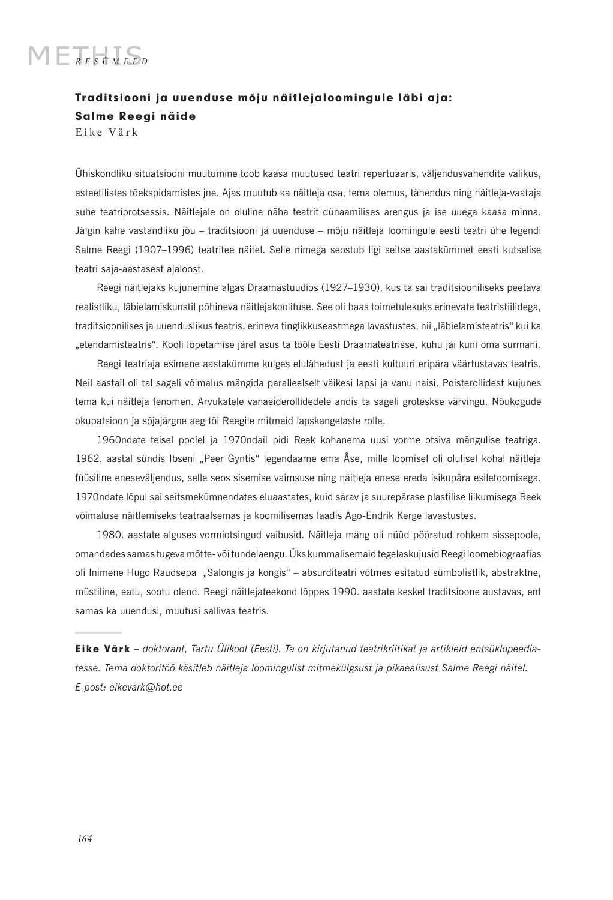## Traditsiooni ja uuenduse mõju näitlejaloomingule läbi aja: Salme Reegi näide

Eike Värk

Ühiskondliku situatsiooni muutumine toob kaasa muutused teatri repertuaaris, väljendusvahendite valikus, esteetilistes tõekspidamistes jne. Ajas muutub ka näitleja osa, tema olemus, tähendus ning näitleja-vaataja suhe teatriprotsessis. Näitlejale on oluline näha teatrit dünaamilises arengus ja ise uuega kaasa minna. Jälgin kahe vastandliku jõu – traditsiooni ja uuenduse – mõju näitleja loomingule eesti teatri ühe legendi Salme Reegi (1907–1996) teatritee näitel. Selle nimega seostub ligi seitse aastakümmet eesti kutselise teatri saja-aastasest ajaloost.

Reegi näitlejaks kujunemine algas Draamastuudios (1927–1930), kus ta sai traditsiooniliseks peetava realistliku, läbielamiskunstil põhineva näitlejakoolituse. See oli baas toimetulekuks erinevate teatristiilidega, traditsioonilises ja uuenduslikus teatris, erineva tinglikkuseastmega lavastustes, nii „läbielamisteatris" kui ka „etendamisteatris". Kooli lõpetamise järel asus ta tööle Eesti Draamateatrisse, kuhu jäi kuni oma surmani.

Reegi teatriaja esimene aastakümme kulges elulähedust ja eesti kultuuri eripära väärtustavas teatris. Neil aastail oli tal sageli võimalus mängida paralleelselt väikesi lapsi ja vanu naisi. Poisterollidest kujunes tema kui näitleja fenomen. Arvukatele vanaeiderollidedele andis ta sageli groteskse värvingu. Nõukogude okupatsioon ja sõjajärgne aeg tõi Reegile mitmeid lapskangelaste rolle.

1960ndate teisel poolel ja 1970ndail pidi Reek kohanema uusi vorme otsiva mängulise teatriga. 1962. aastal sündis Ibseni „Peer Gyntis" legendaarne ema Åse, mille loomisel oli olulisel kohal näitleja füüsiline eneseväljendus, selle seos sisemise vaimsuse ning näitleja enese ereda isikupära esiletoomisega. 1970ndate lõpul sai seitsmekümnendates eluaastates, kuid särav ja suurepärase plastilise liikumisega Reek võimaluse näitlemiseks teatraalsemas ja koomilisemas laadis Ago-Endrik Kerge lavastustes.

1980. aastate alguses vormiotsingud vaibusid. Näitleja mäng oli nüüd pööratud rohkem sissepoole, omandades samas tugeva mõtte- või tundelaengu. Üks kummalisemaid tegelaskujusid Reegi loomebiograafias oli Inimene Hugo Raudsepa „Salongis ja kongis" – absurditeatri võtmes esitatud sümbolistlik, abstraktne, müstiline, eatu, sootu olend. Reegi näitlejateekond lõppes 1990. aastate keskel traditsioone austavas, ent samas ka uuendusi, muutusi sallivas teatris.

---

**Eike Värk** – *doktorant, Tartu Ülikool (Eesti). Ta on kirjutanud teatrikriitikat ja artikleid entsüklopeediatesse. Tema doktoritöö käsitleb näitleja loomingulist mitmekülgsust ja pikaealisust Salme Reegi näitel. E-post: eikevark@hot.ee*